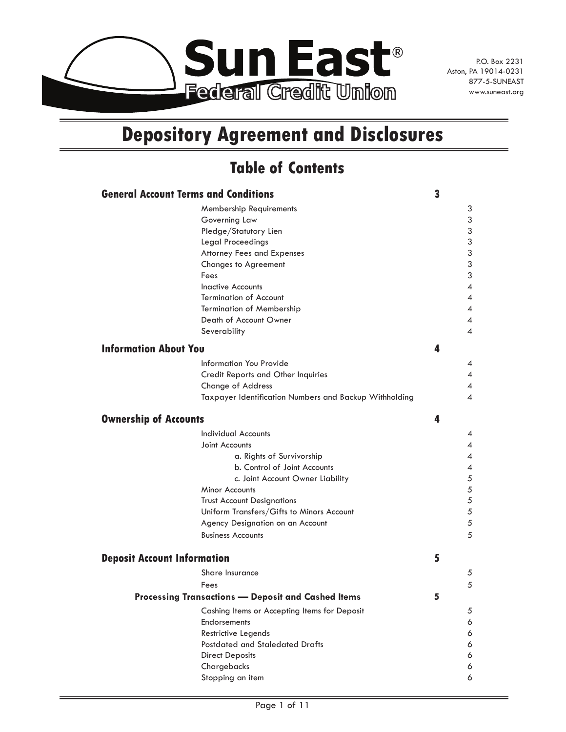**Sun East® Federal Credit Union**

P.O. Box 2231
Aston, PA 19014-0231
877-5-SUNEAST
www.suneast.org

# Depository Agreement and Disclosures

## Table of Contents

| Section | | Page |
|---|---|---|
| **General Account Terms and Conditions** | **3** | |
| Membership Requirements | | 3 |
| Governing Law | | 3 |
| Pledge/Statutory Lien | | 3 |
| Legal Proceedings | | 3 |
| Attorney Fees and Expenses | | 3 |
| Changes to Agreement | | 3 |
| Fees | | 3 |
| Inactive Accounts | | 4 |
| Termination of Account | | 4 |
| Termination of Membership | | 4 |
| Death of Account Owner | | 4 |
| Severability | | 4 |
| **Information About You** | **4** | |
| Information You Provide | | 4 |
| Credit Reports and Other Inquiries | | 4 |
| Change of Address | | 4 |
| Taxpayer Identification Numbers and Backup Withholding | | 4 |
| **Ownership of Accounts** | **4** | |
| Individual Accounts | | 4 |
| Joint Accounts | | 4 |
| a. Rights of Survivorship | | 4 |
| b. Control of Joint Accounts | | 4 |
| c. Joint Account Owner Liability | | 5 |
| Minor Accounts | | 5 |
| Trust Account Designations | | 5 |
| Uniform Transfers/Gifts to Minors Account | | 5 |
| Agency Designation on an Account | | 5 |
| Business Accounts | | 5 |
| **Deposit Account Information** | **5** | |
| Share Insurance | | 5 |
| Fees | | 5 |
| **Processing Transactions — Deposit and Cashed Items** | **5** | |
| Cashing Items or Accepting Items for Deposit | | 5 |
| Endorsements | | 6 |
| Restrictive Legends | | 6 |
| Postdated and Staledated Drafts | | 6 |
| Direct Deposits | | 6 |
| Chargebacks | | 6 |
| Stopping an item | | 6 |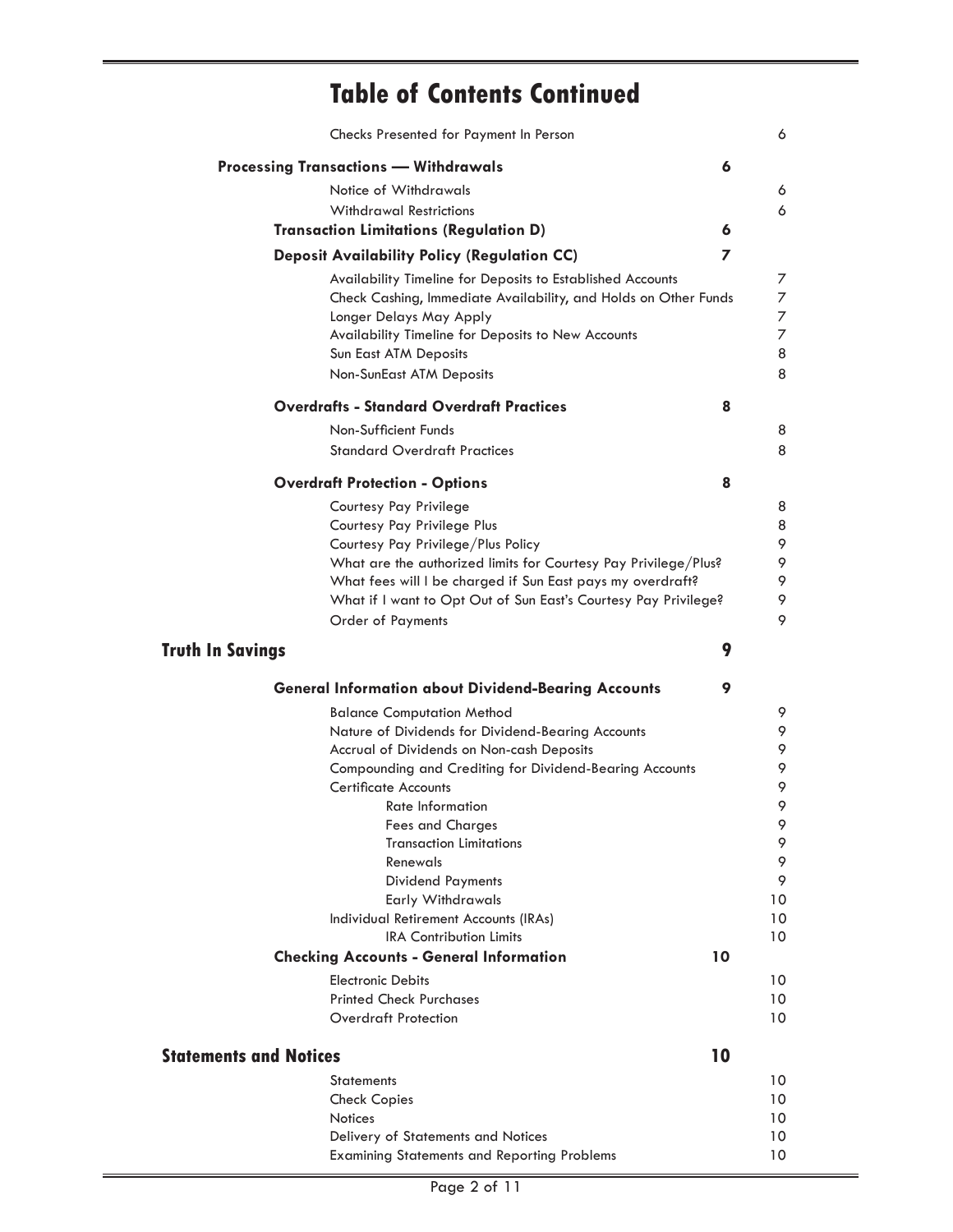# Table of Contents Continued

| | | | |
|---|---|---|---|
| | Checks Presented for Payment In Person | | 6 |
| **Processing Transactions — Withdrawals** | | **6** | |
| | Notice of Withdrawals | | 6 |
| | Withdrawal Restrictions | | 6 |
| **Transaction Limitations (Regulation D)** | | **6** | |
| **Deposit Availability Policy (Regulation CC)** | | **7** | |
| | Availability Timeline for Deposits to Established Accounts | | 7 |
| | Check Cashing, Immediate Availability, and Holds on Other Funds | | 7 |
| | Longer Delays May Apply | | 7 |
| | Availability Timeline for Deposits to New Accounts | | 7 |
| | Sun East ATM Deposits | | 8 |
| | Non-SunEast ATM Deposits | | 8 |
| **Overdrafts - Standard Overdraft Practices** | | **8** | |
| | Non-Sufficient Funds | | 8 |
| | Standard Overdraft Practices | | 8 |
| **Overdraft Protection - Options** | | **8** | |
| | Courtesy Pay Privilege | | 8 |
| | Courtesy Pay Privilege Plus | | 8 |
| | Courtesy Pay Privilege/Plus Policy | | 9 |
| | What are the authorized limits for Courtesy Pay Privilege/Plus? | | 9 |
| | What fees will I be charged if Sun East pays my overdraft? | | 9 |
| | What if I want to Opt Out of Sun East's Courtesy Pay Privilege? | | 9 |
| | Order of Payments | | 9 |
| **Truth In Savings** | | **9** | |
| **General Information about Dividend-Bearing Accounts** | | **9** | |
| | Balance Computation Method | | 9 |
| | Nature of Dividends for Dividend-Bearing Accounts | | 9 |
| | Accrual of Dividends on Non-cash Deposits | | 9 |
| | Compounding and Crediting for Dividend-Bearing Accounts | | 9 |
| | Certificate Accounts | | 9 |
| | Rate Information | | 9 |
| | Fees and Charges | | 9 |
| | Transaction Limitations | | 9 |
| | Renewals | | 9 |
| | Dividend Payments | | 9 |
| | Early Withdrawals | | 10 |
| | Individual Retirement Accounts (IRAs) | | 10 |
| | IRA Contribution Limits | | 10 |
| **Checking Accounts - General Information** | | **10** | |
| | Electronic Debits | | 10 |
| | Printed Check Purchases | | 10 |
| | Overdraft Protection | | 10 |
| **Statements and Notices** | | **10** | |
| | Statements | | 10 |
| | Check Copies | | 10 |
| | Notices | | 10 |
| | Delivery of Statements and Notices | | 10 |
| | Examining Statements and Reporting Problems | | 10 |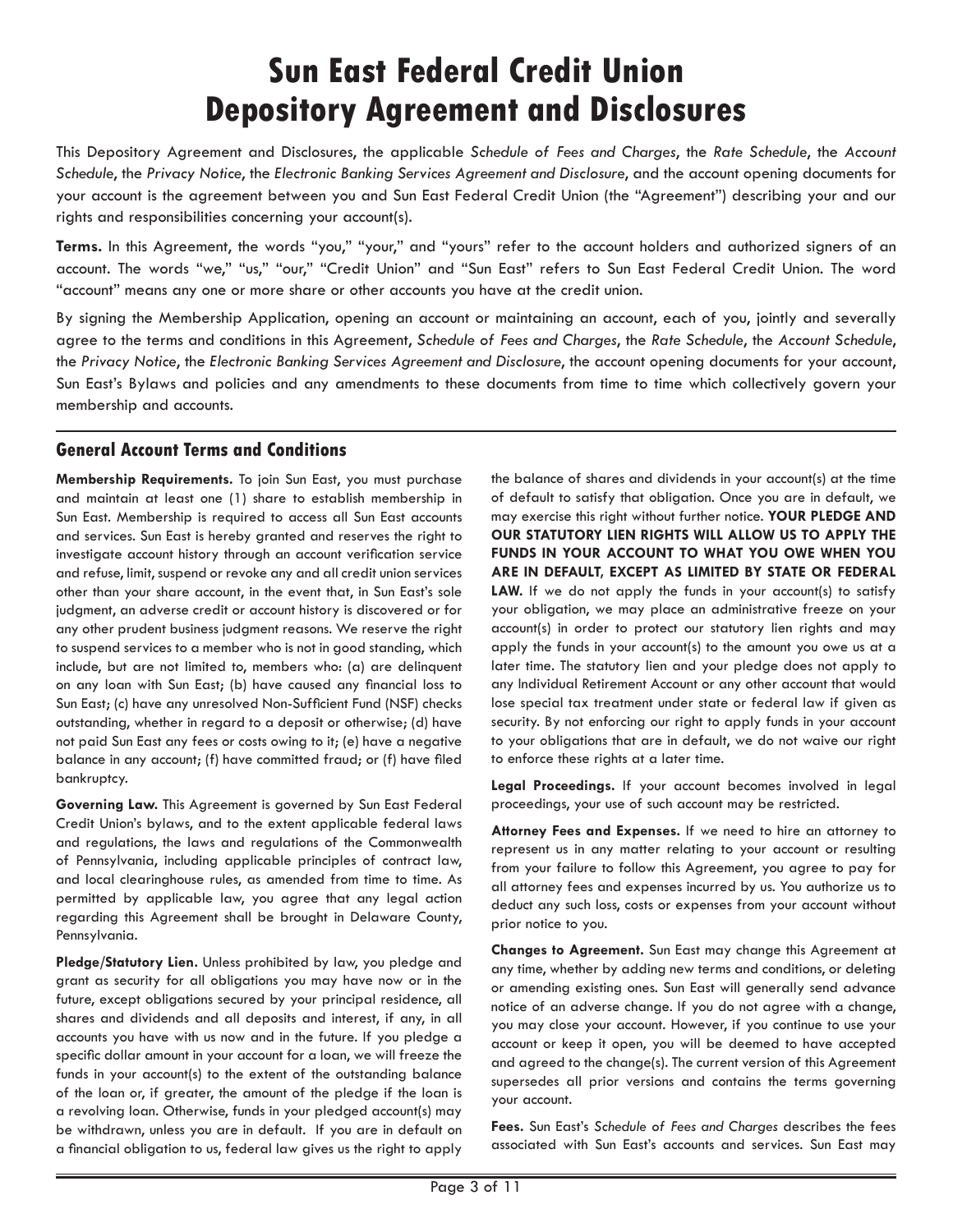# Sun East Federal Credit Union Depository Agreement and Disclosures

This Depository Agreement and Disclosures, the applicable *Schedule of Fees and Charges*, the *Rate Schedule*, the *Account Schedule*, the *Privacy Notice*, the *Electronic Banking Services Agreement and Disclosure*, and the account opening documents for your account is the agreement between you and Sun East Federal Credit Union (the "Agreement") describing your and our rights and responsibilities concerning your account(s).

**Terms.** In this Agreement, the words "you," "your," and "yours" refer to the account holders and authorized signers of an account. The words "we," "us," "our," "Credit Union" and "Sun East" refers to Sun East Federal Credit Union. The word "account" means any one or more share or other accounts you have at the credit union.

By signing the Membership Application, opening an account or maintaining an account, each of you, jointly and severally agree to the terms and conditions in this Agreement, *Schedule of Fees and Charges*, the *Rate Schedule*, the *Account Schedule*, the *Privacy Notice*, the *Electronic Banking Services Agreement and Disclosure*, the account opening documents for your account, Sun East's Bylaws and policies and any amendments to these documents from time to time which collectively govern your membership and accounts.

## General Account Terms and Conditions

**Membership Requirements.** To join Sun East, you must purchase and maintain at least one (1) share to establish membership in Sun East. Membership is required to access all Sun East accounts and services. Sun East is hereby granted and reserves the right to investigate account history through an account verification service and refuse, limit, suspend or revoke any and all credit union services other than your share account, in the event that, in Sun East's sole judgment, an adverse credit or account history is discovered or for any other prudent business judgment reasons. We reserve the right to suspend services to a member who is not in good standing, which include, but are not limited to, members who: (a) are delinquent on any loan with Sun East; (b) have caused any financial loss to Sun East; (c) have any unresolved Non-Sufficient Fund (NSF) checks outstanding, whether in regard to a deposit or otherwise; (d) have not paid Sun East any fees or costs owing to it; (e) have a negative balance in any account; (f) have committed fraud; or (f) have filed bankruptcy.

**Governing Law.** This Agreement is governed by Sun East Federal Credit Union's bylaws, and to the extent applicable federal laws and regulations, the laws and regulations of the Commonwealth of Pennsylvania, including applicable principles of contract law, and local clearinghouse rules, as amended from time to time. As permitted by applicable law, you agree that any legal action regarding this Agreement shall be brought in Delaware County, Pennsylvania.

**Pledge/Statutory Lien.** Unless prohibited by law, you pledge and grant as security for all obligations you may have now or in the future, except obligations secured by your principal residence, all shares and dividends and all deposits and interest, if any, in all accounts you have with us now and in the future. If you pledge a specific dollar amount in your account for a loan, we will freeze the funds in your account(s) to the extent of the outstanding balance of the loan or, if greater, the amount of the pledge if the loan is a revolving loan. Otherwise, funds in your pledged account(s) may be withdrawn, unless you are in default. If you are in default on a financial obligation to us, federal law gives us the right to apply the balance of shares and dividends in your account(s) at the time of default to satisfy that obligation. Once you are in default, we may exercise this right without further notice. **YOUR PLEDGE AND OUR STATUTORY LIEN RIGHTS WILL ALLOW US TO APPLY THE FUNDS IN YOUR ACCOUNT TO WHAT YOU OWE WHEN YOU ARE IN DEFAULT, EXCEPT AS LIMITED BY STATE OR FEDERAL LAW.** If we do not apply the funds in your account(s) to satisfy your obligation, we may place an administrative freeze on your account(s) in order to protect our statutory lien rights and may apply the funds in your account(s) to the amount you owe us at a later time. The statutory lien and your pledge does not apply to any Individual Retirement Account or any other account that would lose special tax treatment under state or federal law if given as security. By not enforcing our right to apply funds in your account to your obligations that are in default, we do not waive our right to enforce these rights at a later time.

**Legal Proceedings.** If your account becomes involved in legal proceedings, your use of such account may be restricted.

**Attorney Fees and Expenses.** If we need to hire an attorney to represent us in any matter relating to your account or resulting from your failure to follow this Agreement, you agree to pay for all attorney fees and expenses incurred by us. You authorize us to deduct any such loss, costs or expenses from your account without prior notice to you.

**Changes to Agreement.** Sun East may change this Agreement at any time, whether by adding new terms and conditions, or deleting or amending existing ones. Sun East will generally send advance notice of an adverse change. If you do not agree with a change, you may close your account. However, if you continue to use your account or keep it open, you will be deemed to have accepted and agreed to the change(s). The current version of this Agreement supersedes all prior versions and contains the terms governing your account.

**Fees.** Sun East's *Schedule of Fees and Charges* describes the fees associated with Sun East's accounts and services. Sun East may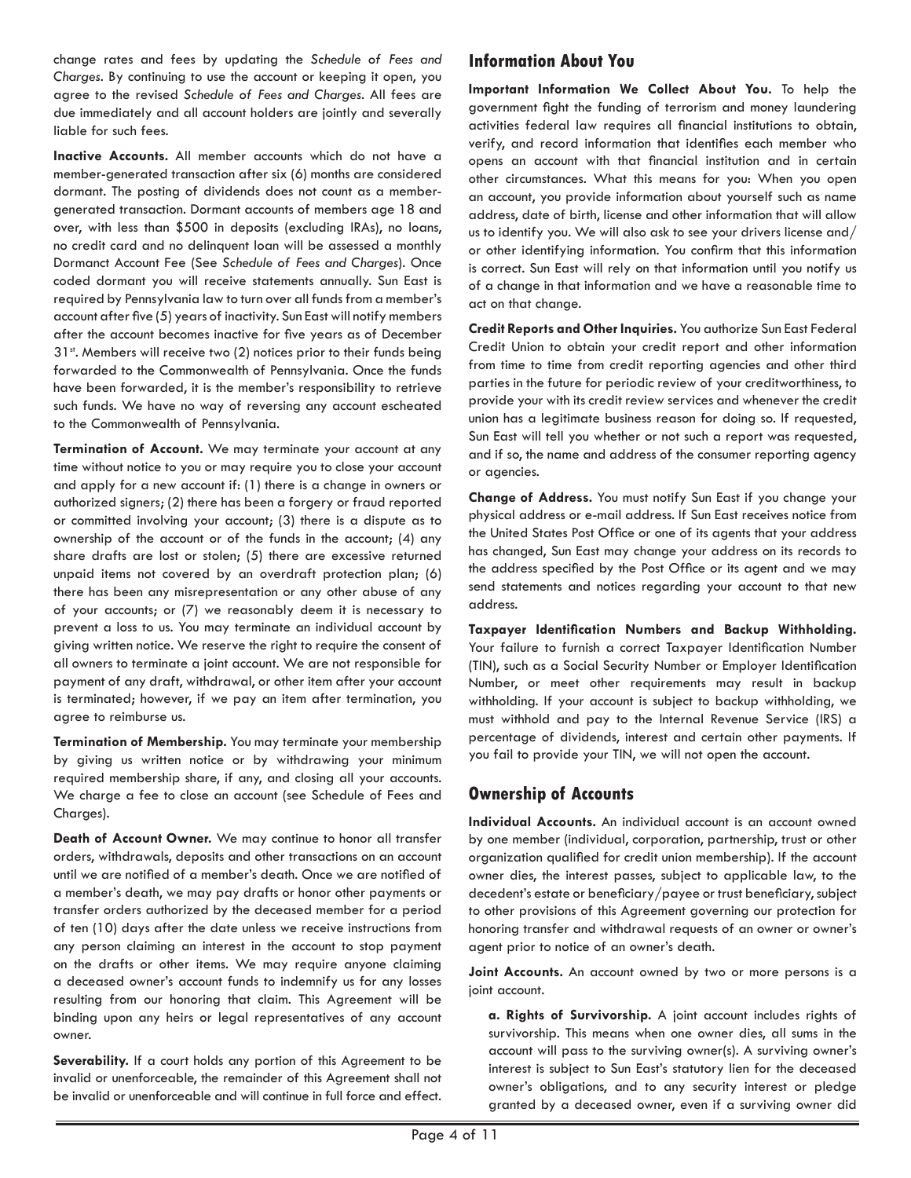change rates and fees by updating the *Schedule of Fees and Charges*. By continuing to use the account or keeping it open, you agree to the revised *Schedule of Fees and Charges*. All fees are due immediately and all account holders are jointly and severally liable for such fees.

**Inactive Accounts.** All member accounts which do not have a member-generated transaction after six (6) months are considered dormant. The posting of dividends does not count as a member-generated transaction. Dormant accounts of members age 18 and over, with less than $500 in deposits (excluding IRAs), no loans, no credit card and no delinquent loan will be assessed a monthly Dormanct Account Fee (See *Schedule of Fees and Charges*). Once coded dormant you will receive statements annually. Sun East is required by Pennsylvania law to turn over all funds from a member's account after five (5) years of inactivity. Sun East will notify members after the account becomes inactive for five years as of December 31st. Members will receive two (2) notices prior to their funds being forwarded to the Commonwealth of Pennsylvania. Once the funds have been forwarded, it is the member's responsibility to retrieve such funds. We have no way of reversing any account escheated to the Commonwealth of Pennsylvania.

**Termination of Account.** We may terminate your account at any time without notice to you or may require you to close your account and apply for a new account if: (1) there is a change in owners or authorized signers; (2) there has been a forgery or fraud reported or committed involving your account; (3) there is a dispute as to ownership of the account or of the funds in the account; (4) any share drafts are lost or stolen; (5) there are excessive returned unpaid items not covered by an overdraft protection plan; (6) there has been any misrepresentation or any other abuse of any of your accounts; or (7) we reasonably deem it is necessary to prevent a loss to us. You may terminate an individual account by giving written notice. We reserve the right to require the consent of all owners to terminate a joint account. We are not responsible for payment of any draft, withdrawal, or other item after your account is terminated; however, if we pay an item after termination, you agree to reimburse us.

**Termination of Membership.** You may terminate your membership by giving us written notice or by withdrawing your minimum required membership share, if any, and closing all your accounts. We charge a fee to close an account (see Schedule of Fees and Charges).

**Death of Account Owner.** We may continue to honor all transfer orders, withdrawals, deposits and other transactions on an account until we are notified of a member's death. Once we are notified of a member's death, we may pay drafts or honor other payments or transfer orders authorized by the deceased member for a period of ten (10) days after the date unless we receive instructions from any person claiming an interest in the account to stop payment on the drafts or other items. We may require anyone claiming a deceased owner's account funds to indemnify us for any losses resulting from our honoring that claim. This Agreement will be binding upon any heirs or legal representatives of any account owner.

**Severability.** If a court holds any portion of this Agreement to be invalid or unenforceable, the remainder of this Agreement shall not be invalid or unenforceable and will continue in full force and effect.

## Information About You

**Important Information We Collect About You.** To help the government fight the funding of terrorism and money laundering activities federal law requires all financial institutions to obtain, verify, and record information that identifies each member who opens an account with that financial institution and in certain other circumstances. What this means for you: When you open an account, you provide information about yourself such as name address, date of birth, license and other information that will allow us to identify you. We will also ask to see your drivers license and/or other identifying information. You confirm that this information is correct. Sun East will rely on that information until you notify us of a change in that information and we have a reasonable time to act on that change.

**Credit Reports and Other Inquiries.** You authorize Sun East Federal Credit Union to obtain your credit report and other information from time to time from credit reporting agencies and other third parties in the future for periodic review of your creditworthiness, to provide your with its credit review services and whenever the credit union has a legitimate business reason for doing so. If requested, Sun East will tell you whether or not such a report was requested, and if so, the name and address of the consumer reporting agency or agencies.

**Change of Address.** You must notify Sun East if you change your physical address or e-mail address. If Sun East receives notice from the United States Post Office or one of its agents that your address has changed, Sun East may change your address on its records to the address specified by the Post Office or its agent and we may send statements and notices regarding your account to that new address.

**Taxpayer Identification Numbers and Backup Withholding.** Your failure to furnish a correct Taxpayer Identification Number (TIN), such as a Social Security Number or Employer Identification Number, or meet other requirements may result in backup withholding. If your account is subject to backup withholding, we must withhold and pay to the Internal Revenue Service (IRS) a percentage of dividends, interest and certain other payments. If you fail to provide your TIN, we will not open the account.

## Ownership of Accounts

**Individual Accounts.** An individual account is an account owned by one member (individual, corporation, partnership, trust or other organization qualified for credit union membership). If the account owner dies, the interest passes, subject to applicable law, to the decedent's estate or beneficiary/payee or trust beneficiary, subject to other provisions of this Agreement governing our protection for honoring transfer and withdrawal requests of an owner or owner's agent prior to notice of an owner's death.

**Joint Accounts.** An account owned by two or more persons is a joint account.

**a. Rights of Survivorship.** A joint account includes rights of survivorship. This means when one owner dies, all sums in the account will pass to the surviving owner(s). A surviving owner's interest is subject to Sun East's statutory lien for the deceased owner's obligations, and to any security interest or pledge granted by a deceased owner, even if a surviving owner did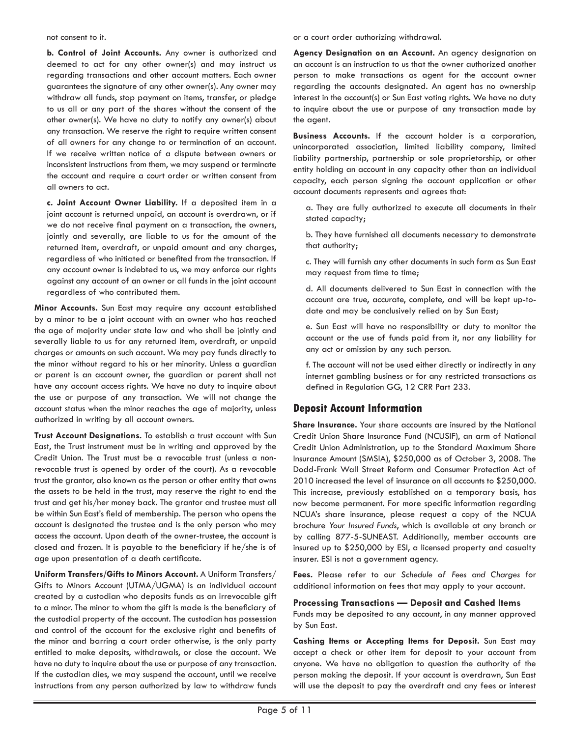not consent to it.

**b. Control of Joint Accounts.** Any owner is authorized and deemed to act for any other owner(s) and may instruct us regarding transactions and other account matters. Each owner guarantees the signature of any other owner(s). Any owner may withdraw all funds, stop payment on items, transfer, or pledge to us all or any part of the shares without the consent of the other owner(s). We have no duty to notify any owner(s) about any transaction. We reserve the right to require written consent of all owners for any change to or termination of an account. If we receive written notice of a dispute between owners or inconsistent instructions from them, we may suspend or terminate the account and require a court order or written consent from all owners to act.

**c. Joint Account Owner Liability.** If a deposited item in a joint account is returned unpaid, an account is overdrawn, or if we do not receive final payment on a transaction, the owners, jointly and severally, are liable to us for the amount of the returned item, overdraft, or unpaid amount and any charges, regardless of who initiated or benefited from the transaction. If any account owner is indebted to us, we may enforce our rights against any account of an owner or all funds in the joint account regardless of who contributed them.

**Minor Accounts.** Sun East may require any account established by a minor to be a joint account with an owner who has reached the age of majority under state law and who shall be jointly and severally liable to us for any returned item, overdraft, or unpaid charges or amounts on such account. We may pay funds directly to the minor without regard to his or her minority. Unless a guardian or parent is an account owner, the guardian or parent shall not have any account access rights. We have no duty to inquire about the use or purpose of any transaction. We will not change the account status when the minor reaches the age of majority, unless authorized in writing by all account owners.

**Trust Account Designations.** To establish a trust account with Sun East, the Trust instrument must be in writing and approved by the Credit Union. The Trust must be a revocable trust (unless a non-revocable trust is opened by order of the court). As a revocable trust the grantor, also known as the person or other entity that owns the assets to be held in the trust, may reserve the right to end the trust and get his/her money back. The grantor and trustee must all be within Sun East's field of membership. The person who opens the account is designated the trustee and is the only person who may access the account. Upon death of the owner-trustee, the account is closed and frozen. It is payable to the beneficiary if he/she is of age upon presentation of a death certificate.

**Uniform Transfers/Gifts to Minors Account.** A Uniform Transfers/Gifts to Minors Account (UTMA/UGMA) is an individual account created by a custodian who deposits funds as an irrevocable gift to a minor. The minor to whom the gift is made is the beneficiary of the custodial property of the account. The custodian has possession and control of the account for the exclusive right and benefits of the minor and barring a court order otherwise, is the only party entitled to make deposits, withdrawals, or close the account. We have no duty to inquire about the use or purpose of any transaction. If the custodian dies, we may suspend the account, until we receive instructions from any person authorized by law to withdraw funds or a court order authorizing withdrawal.

**Agency Designation on an Account.** An agency designation on an account is an instruction to us that the owner authorized another person to make transactions as agent for the account owner regarding the accounts designated. An agent has no ownership interest in the account(s) or Sun East voting rights. We have no duty to inquire about the use or purpose of any transaction made by the agent.

**Business Accounts.** If the account holder is a corporation, unincorporated association, limited liability company, limited liability partnership, partnership or sole proprietorship, or other entity holding an account in any capacity other than an individual capacity, each person signing the account application or other account documents represents and agrees that:

a. They are fully authorized to execute all documents in their stated capacity;

b. They have furnished all documents necessary to demonstrate that authority;

c. They will furnish any other documents in such form as Sun East may request from time to time;

d. All documents delivered to Sun East in connection with the account are true, accurate, complete, and will be kept up-to-date and may be conclusively relied on by Sun East;

e. Sun East will have no responsibility or duty to monitor the account or the use of funds paid from it, nor any liability for any act or omission by any such person.

f. The account will not be used either directly or indirectly in any internet gambling business or for any restricted transactions as defined in Regulation GG, 12 CRR Part 233.

## Deposit Account Information

**Share Insurance.** Your share accounts are insured by the National Credit Union Share Insurance Fund (NCUSIF), an arm of National Credit Union Administration, up to the Standard Maximum Share Insurance Amount (SMSIA), $250,000 as of October 3, 2008. The Dodd-Frank Wall Street Reform and Consumer Protection Act of 2010 increased the level of insurance on all accounts to $250,000. This increase, previously established on a temporary basis, has now become permanent. For more specific information regarding NCUA's share insurance, please request a copy of the NCUA brochure *Your Insured Funds*, which is available at any branch or by calling 877-5-SUNEAST. Additionally, member accounts are insured up to $250,000 by ESI, a licensed property and casualty insurer. ESI is not a government agency.

**Fees.** Please refer to our *Schedule of Fees and Charges* for additional information on fees that may apply to your account.

### Processing Transactions — Deposit and Cashed Items

Funds may be deposited to any account, in any manner approved by Sun East.

**Cashing Items or Accepting Items for Deposit.** Sun East may accept a check or other item for deposit to your account from anyone. We have no obligation to question the authority of the person making the deposit. If your account is overdrawn, Sun East will use the deposit to pay the overdraft and any fees or interest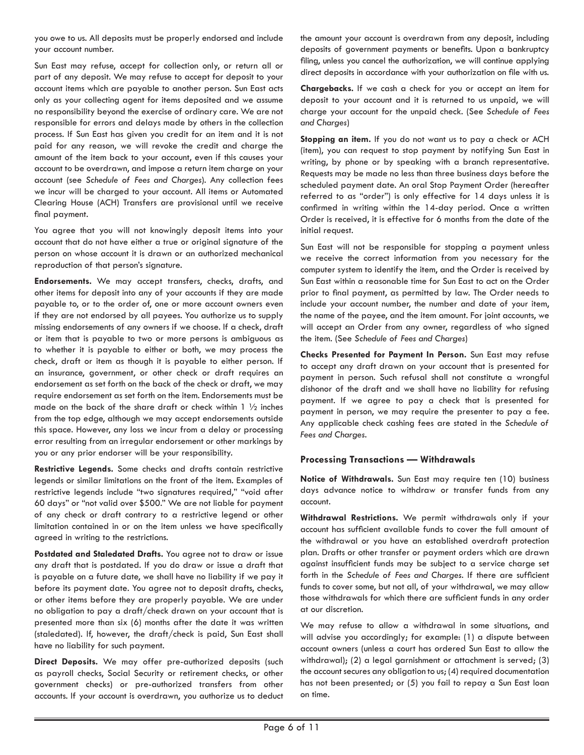you owe to us. All deposits must be properly endorsed and include your account number.

Sun East may refuse, accept for collection only, or return all or part of any deposit. We may refuse to accept for deposit to your account items which are payable to another person. Sun East acts only as your collecting agent for items deposited and we assume no responsibility beyond the exercise of ordinary care. We are not responsible for errors and delays made by others in the collection process. If Sun East has given you credit for an item and it is not paid for any reason, we will revoke the credit and charge the amount of the item back to your account, even if this causes your account to be overdrawn, and impose a return item charge on your account (see *Schedule of Fees and Charges*). Any collection fees we incur will be charged to your account. All items or Automated Clearing House (ACH) Transfers are provisional until we receive final payment.

You agree that you will not knowingly deposit items into your account that do not have either a true or original signature of the person on whose account it is drawn or an authorized mechanical reproduction of that person's signature.

**Endorsements.** We may accept transfers, checks, drafts, and other items for deposit into any of your accounts if they are made payable to, or to the order of, one or more account owners even if they are not endorsed by all payees. You authorize us to supply missing endorsements of any owners if we choose. If a check, draft or item that is payable to two or more persons is ambiguous as to whether it is payable to either or both, we may process the check, draft or item as though it is payable to either person. If an insurance, government, or other check or draft requires an endorsement as set forth on the back of the check or draft, we may require endorsement as set forth on the item. Endorsements must be made on the back of the share draft or check within 1 ½ inches from the top edge, although we may accept endorsements outside this space. However, any loss we incur from a delay or processing error resulting from an irregular endorsement or other markings by you or any prior endorser will be your responsibility.

**Restrictive Legends.** Some checks and drafts contain restrictive legends or similar limitations on the front of the item. Examples of restrictive legends include "two signatures required," "void after 60 days" or "not valid over $500." We are not liable for payment of any check or draft contrary to a restrictive legend or other limitation contained in or on the item unless we have specifically agreed in writing to the restrictions.

**Postdated and Staledated Drafts.** You agree not to draw or issue any draft that is postdated. If you do draw or issue a draft that is payable on a future date, we shall have no liability if we pay it before its payment date. You agree not to deposit drafts, checks, or other items before they are properly payable. We are under no obligation to pay a draft/check drawn on your account that is presented more than six (6) months after the date it was written (staledated). If, however, the draft/check is paid, Sun East shall have no liability for such payment.

**Direct Deposits.** We may offer pre-authorized deposits (such as payroll checks, Social Security or retirement checks, or other government checks) or pre-authorized transfers from other accounts. If your account is overdrawn, you authorize us to deduct the amount your account is overdrawn from any deposit, including deposits of government payments or benefits. Upon a bankruptcy filing, unless you cancel the authorization, we will continue applying direct deposits in accordance with your authorization on file with us.

**Chargebacks.** If we cash a check for you or accept an item for deposit to your account and it is returned to us unpaid, we will charge your account for the unpaid check. (See *Schedule of Fees and Charges*)

**Stopping an item.** If you do not want us to pay a check or ACH (item), you can request to stop payment by notifying Sun East in writing, by phone or by speaking with a branch representative. Requests may be made no less than three business days before the scheduled payment date. An oral Stop Payment Order (hereafter referred to as "order") is only effective for 14 days unless it is confirmed in writing within the 14-day period. Once a written Order is received, it is effective for 6 months from the date of the initial request.

Sun East will not be responsible for stopping a payment unless we receive the correct information from you necessary for the computer system to identify the item, and the Order is received by Sun East within a reasonable time for Sun East to act on the Order prior to final payment, as permitted by law. The Order needs to include your account number, the number and date of your item, the name of the payee, and the item amount. For joint accounts, we will accept an Order from any owner, regardless of who signed the item. (See *Schedule of Fees and Charges*)

**Checks Presented for Payment In Person.** Sun East may refuse to accept any draft drawn on your account that is presented for payment in person. Such refusal shall not constitute a wrongful dishonor of the draft and we shall have no liability for refusing payment. If we agree to pay a check that is presented for payment in person, we may require the presenter to pay a fee. Any applicable check cashing fees are stated in the *Schedule of Fees and Charges*.

### Processing Transactions — Withdrawals

**Notice of Withdrawals.** Sun East may require ten (10) business days advance notice to withdraw or transfer funds from any account.

**Withdrawal Restrictions.** We permit withdrawals only if your account has sufficient available funds to cover the full amount of the withdrawal or you have an established overdraft protection plan. Drafts or other transfer or payment orders which are drawn against insufficient funds may be subject to a service charge set forth in the *Schedule of Fees and Charges*. If there are sufficient funds to cover some, but not all, of your withdrawal, we may allow those withdrawals for which there are sufficient funds in any order at our discretion.

We may refuse to allow a withdrawal in some situations, and will advise you accordingly; for example: (1) a dispute between account owners (unless a court has ordered Sun East to allow the withdrawal); (2) a legal garnishment or attachment is served; (3) the account secures any obligation to us; (4) required documentation has not been presented; or (5) you fail to repay a Sun East loan on time.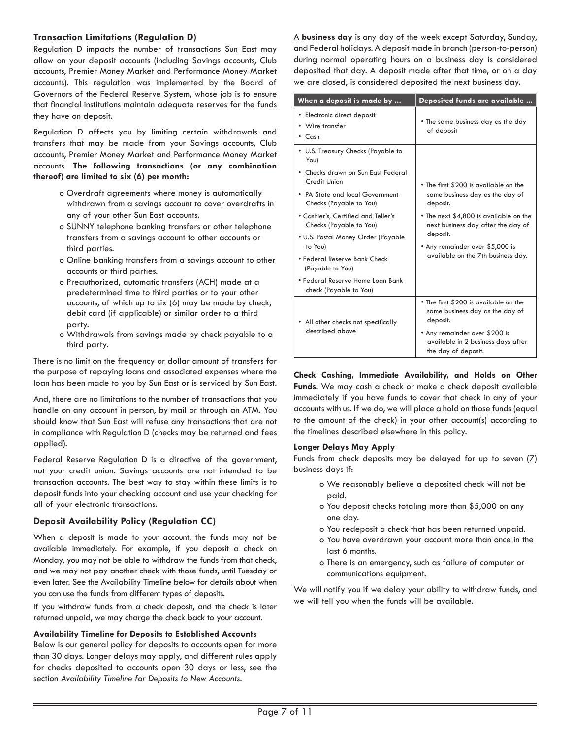### Transaction Limitations (Regulation D)

Regulation D impacts the number of transactions Sun East may allow on your deposit accounts (including Savings accounts, Club accounts, Premier Money Market and Performance Money Market accounts). This regulation was implemented by the Board of Governors of the Federal Reserve System, whose job is to ensure that financial institutions maintain adequate reserves for the funds they have on deposit.

Regulation D affects you by limiting certain withdrawals and transfers that may be made from your Savings accounts, Club accounts, Premier Money Market and Performance Money Market accounts. **The following transactions (or any combination thereof) are limited to six (6) per month:**

- Overdraft agreements where money is automatically withdrawn from a savings account to cover overdrafts in any of your other Sun East accounts.
- SUNNY telephone banking transfers or other telephone transfers from a savings account to other accounts or third parties.
- Online banking transfers from a savings account to other accounts or third parties.
- Preauthorized, automatic transfers (ACH) made at a predetermined time to third parties or to your other accounts, of which up to six (6) may be made by check, debit card (if applicable) or similar order to a third party.
- Withdrawals from savings made by check payable to a third party.

There is no limit on the frequency or dollar amount of transfers for the purpose of repaying loans and associated expenses where the loan has been made to you by Sun East or is serviced by Sun East.

And, there are no limitations to the number of transactions that you handle on any account in person, by mail or through an ATM. You should know that Sun East will refuse any transactions that are not in compliance with Regulation D (checks may be returned and fees applied).

Federal Reserve Regulation D is a directive of the government, not your credit union. Savings accounts are not intended to be transaction accounts. The best way to stay within these limits is to deposit funds into your checking account and use your checking for all of your electronic transactions.

### Deposit Availability Policy (Regulation CC)

When a deposit is made to your account, the funds may not be available immediately. For example, if you deposit a check on Monday, you may not be able to withdraw the funds from that check, and we may not pay another check with those funds, until Tuesday or even later. See the Availability Timeline below for details about when you can use the funds from different types of deposits.

If you withdraw funds from a check deposit, and the check is later returned unpaid, we may charge the check back to your account.

**Availability Timeline for Deposits to Established Accounts**

Below is our general policy for deposits to accounts open for more than 30 days. Longer delays may apply, and different rules apply for checks deposited to accounts open 30 days or less, see the section *Availability Timeline for Deposits to New Accounts.*

A **business day** is any day of the week except Saturday, Sunday, and Federal holidays. A deposit made in branch (person-to-person) during normal operating hours on a business day is considered deposited that day. A deposit made after that time, or on a day we are closed, is considered deposited the next business day.

| When a deposit is made by ... | Deposited funds are available ... |
|---|---|
| • Electronic direct deposit<br>• Wire transfer<br>• Cash | • The same business day as the day of deposit |
| • U.S. Treasury Checks (Payable to You)<br>• Checks drawn on Sun East Federal Credit Union<br>• PA State and local Government Checks (Payable to You)<br>• Cashier's, Certified and Teller's Checks (Payable to You)<br>• U.S. Postal Money Order (Payable to You)<br>• Federal Reserve Bank Check (Payable to You)<br>• Federal Reserve Home Loan Bank check (Payable to You) | • The first $200 is available on the same business day as the day of deposit.<br>• The next $4,800 is available on the next business day after the day of deposit.<br>• Any remainder over $5,000 is available on the 7th business day. |
| • All other checks not specifically described above | • The first $200 is available on the same business day as the day of deposit.<br>• Any remainder over $200 is available in 2 business days after the day of deposit. |

**Check Cashing, Immediate Availability, and Holds on Other Funds.** We may cash a check or make a check deposit available immediately if you have funds to cover that check in any of your accounts with us. If we do, we will place a hold on those funds (equal to the amount of the check) in your other account(s) according to the timelines described elsewhere in this policy.

**Longer Delays May Apply**

Funds from check deposits may be delayed for up to seven (7) business days if:

- We reasonably believe a deposited check will not be paid.
- You deposit checks totaling more than $5,000 on any one day.
- You redeposit a check that has been returned unpaid.
- You have overdrawn your account more than once in the last 6 months.
- There is an emergency, such as failure of computer or communications equipment.

We will notify you if we delay your ability to withdraw funds, and we will tell you when the funds will be available.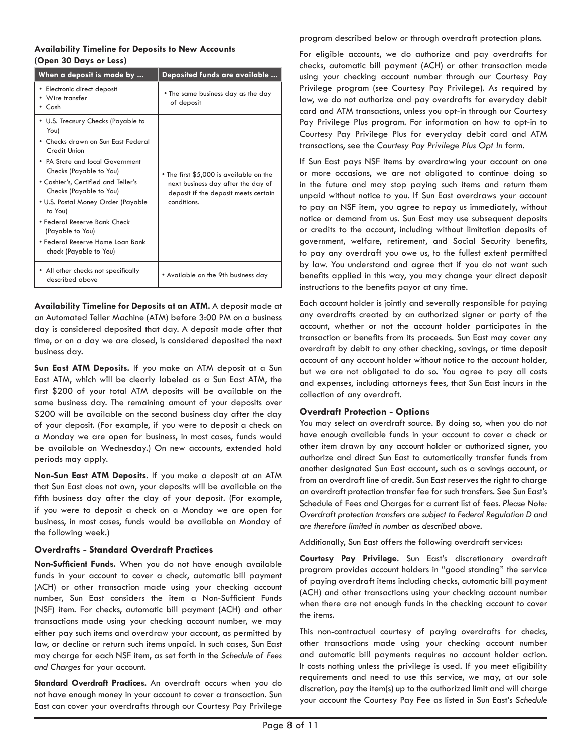**Availability Timeline for Deposits to New Accounts (Open 30 Days or Less)**

| When a deposit is made by ... | Deposited funds are available ... |
|---|---|
| • Electronic direct deposit<br>• Wire transfer<br>• Cash | • The same business day as the day of deposit |
| • U.S. Treasury Checks (Payable to You)<br>• Checks drawn on Sun East Federal Credit Union<br>• PA State and local Government Checks (Payable to You)<br>• Cashier's, Certified and Teller's Checks (Payable to You)<br>• U.S. Postal Money Order (Payable to You)<br>• Federal Reserve Bank Check (Payable to You)<br>• Federal Reserve Home Loan Bank check (Payable to You) | • The first $5,000 is available on the next business day after the day of deposit if the deposit meets certain conditions. |
| • All other checks not specifically described above | • Available on the 9th business day |

**Availability Timeline for Deposits at an ATM.** A deposit made at an Automated Teller Machine (ATM) before 3:00 PM on a business day is considered deposited that day. A deposit made after that time, or on a day we are closed, is considered deposited the next business day.

**Sun East ATM Deposits.** If you make an ATM deposit at a Sun East ATM, which will be clearly labeled as a Sun East ATM, the first $200 of your total ATM deposits will be available on the same business day. The remaining amount of your deposits over $200 will be available on the second business day after the day of your deposit. (For example, if you were to deposit a check on a Monday we are open for business, in most cases, funds would be available on Wednesday.) On new accounts, extended hold periods may apply.

**Non-Sun East ATM Deposits.** If you make a deposit at an ATM that Sun East does not own, your deposits will be available on the fifth business day after the day of your deposit. (For example, if you were to deposit a check on a Monday we are open for business, in most cases, funds would be available on Monday of the following week.)

### Overdrafts - Standard Overdraft Practices

**Non-Sufficient Funds.** When you do not have enough available funds in your account to cover a check, automatic bill payment (ACH) or other transaction made using your checking account number, Sun East considers the item a Non-Sufficient Funds (NSF) item. For checks, automatic bill payment (ACH) and other transactions made using your checking account number, we may either pay such items and overdraw your account, as permitted by law, or decline or return such items unpaid. In such cases, Sun East may charge for each NSF item, as set forth in the *Schedule of Fees and Charges* for your account.

**Standard Overdraft Practices.** An overdraft occurs when you do not have enough money in your account to cover a transaction. Sun East can cover your overdrafts through our Courtesy Pay Privilege program described below or through overdraft protection plans.

For eligible accounts, we do authorize and pay overdrafts for checks, automatic bill payment (ACH) or other transaction made using your checking account number through our Courtesy Pay Privilege program (see Courtesy Pay Privilege). As required by law, we do not authorize and pay overdrafts for everyday debit card and ATM transactions, unless you opt-in through our Courtesy Pay Privilege Plus program. For information on how to opt-in to Courtesy Pay Privilege Plus for everyday debit card and ATM transactions, see the *Courtesy Pay Privilege Plus Opt In* form.

If Sun East pays NSF items by overdrawing your account on one or more occasions, we are not obligated to continue doing so in the future and may stop paying such items and return them unpaid without notice to you. If Sun East overdraws your account to pay an NSF item, you agree to repay us immediately, without notice or demand from us. Sun East may use subsequent deposits or credits to the account, including without limitation deposits of government, welfare, retirement, and Social Security benefits, to pay any overdraft you owe us, to the fullest extent permitted by law. You understand and agree that if you do not want such benefits applied in this way, you may change your direct deposit instructions to the benefits payor at any time.

Each account holder is jointly and severally responsible for paying any overdrafts created by an authorized signer or party of the account, whether or not the account holder participates in the transaction or benefits from its proceeds. Sun East may cover any overdraft by debit to any other checking, savings, or time deposit account of any account holder without notice to the account holder, but we are not obligated to do so. You agree to pay all costs and expenses, including attorneys fees, that Sun East incurs in the collection of any overdraft.

### Overdraft Protection - Options

You may select an overdraft source. By doing so, when you do not have enough available funds in your account to cover a check or other item drawn by any account holder or authorized signer, you authorize and direct Sun East to automatically transfer funds from another designated Sun East account, such as a savings account, or from an overdraft line of credit. Sun East reserves the right to charge an overdraft protection transfer fee for such transfers. See Sun East's Schedule of Fees and Charges for a current list of fees. *Please Note: Overdraft protection transfers are subject to Federal Regulation D and are therefore limited in number as described above.*

Additionally, Sun East offers the following overdraft services:

**Courtesy Pay Privilege.** Sun East's discretionary overdraft program provides account holders in "good standing" the service of paying overdraft items including checks, automatic bill payment (ACH) and other transactions using your checking account number when there are not enough funds in the checking account to cover the items.

This non-contractual courtesy of paying overdrafts for checks, other transactions made using your checking account number and automatic bill payments requires no account holder action. It costs nothing unless the privilege is used. If you meet eligibility requirements and need to use this service, we may, at our sole discretion, pay the item(s) up to the authorized limit and will charge your account the Courtesy Pay Fee as listed in Sun East's *Schedule*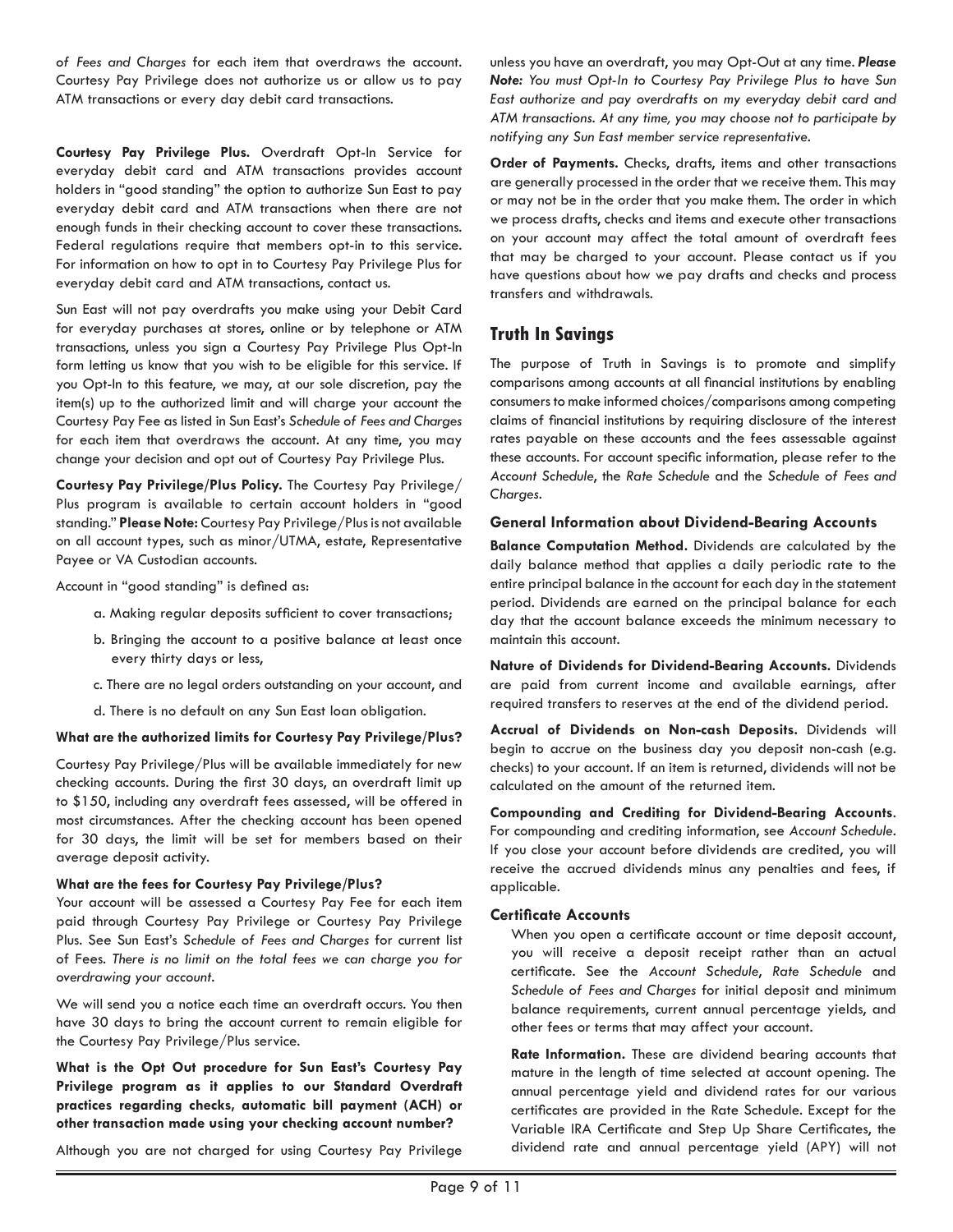*of Fees and Charges* for each item that overdraws the account. Courtesy Pay Privilege does not authorize us or allow us to pay ATM transactions or every day debit card transactions.

**Courtesy Pay Privilege Plus.** Overdraft Opt-In Service for everyday debit card and ATM transactions provides account holders in "good standing" the option to authorize Sun East to pay everyday debit card and ATM transactions when there are not enough funds in their checking account to cover these transactions. Federal regulations require that members opt-in to this service. For information on how to opt in to Courtesy Pay Privilege Plus for everyday debit card and ATM transactions, contact us.

Sun East will not pay overdrafts you make using your Debit Card for everyday purchases at stores, online or by telephone or ATM transactions, unless you sign a Courtesy Pay Privilege Plus Opt-In form letting us know that you wish to be eligible for this service. If you Opt-In to this feature, we may, at our sole discretion, pay the item(s) up to the authorized limit and will charge your account the Courtesy Pay Fee as listed in Sun East's *Schedule of Fees and Charges* for each item that overdraws the account. At any time, you may change your decision and opt out of Courtesy Pay Privilege Plus.

**Courtesy Pay Privilege/Plus Policy.** The Courtesy Pay Privilege/Plus program is available to certain account holders in "good standing." **Please Note:** Courtesy Pay Privilege/Plus is not available on all account types, such as minor/UTMA, estate, Representative Payee or VA Custodian accounts.

Account in "good standing" is defined as:

a. Making regular deposits sufficient to cover transactions;

b. Bringing the account to a positive balance at least once every thirty days or less,

c. There are no legal orders outstanding on your account, and

d. There is no default on any Sun East loan obligation.

**What are the authorized limits for Courtesy Pay Privilege/Plus?**

Courtesy Pay Privilege/Plus will be available immediately for new checking accounts. During the first 30 days, an overdraft limit up to $150, including any overdraft fees assessed, will be offered in most circumstances. After the checking account has been opened for 30 days, the limit will be set for members based on their average deposit activity.

**What are the fees for Courtesy Pay Privilege/Plus?**

Your account will be assessed a Courtesy Pay Fee for each item paid through Courtesy Pay Privilege or Courtesy Pay Privilege Plus. See Sun East's *Schedule of Fees and Charges* for current list of Fees. *There is no limit on the total fees we can charge you for overdrawing your account.*

We will send you a notice each time an overdraft occurs. You then have 30 days to bring the account current to remain eligible for the Courtesy Pay Privilege/Plus service.

**What is the Opt Out procedure for Sun East's Courtesy Pay Privilege program as it applies to our Standard Overdraft practices regarding checks, automatic bill payment (ACH) or other transaction made using your checking account number?**

Although you are not charged for using Courtesy Pay Privilege unless you have an overdraft, you may Opt-Out at any time. ***Please Note:*** *You must Opt-In to Courtesy Pay Privilege Plus to have Sun East authorize and pay overdrafts on my everyday debit card and ATM transactions. At any time, you may choose not to participate by notifying any Sun East member service representative.*

**Order of Payments.** Checks, drafts, items and other transactions are generally processed in the order that we receive them. This may or may not be in the order that you make them. The order in which we process drafts, checks and items and execute other transactions on your account may affect the total amount of overdraft fees that may be charged to your account. Please contact us if you have questions about how we pay drafts and checks and process transfers and withdrawals.

## Truth In Savings

The purpose of Truth in Savings is to promote and simplify comparisons among accounts at all financial institutions by enabling consumers to make informed choices/comparisons among competing claims of financial institutions by requiring disclosure of the interest rates payable on these accounts and the fees assessable against these accounts. For account specific information, please refer to the *Account Schedule*, the *Rate Schedule* and the *Schedule of Fees and Charges*.

### General Information about Dividend-Bearing Accounts

**Balance Computation Method.** Dividends are calculated by the daily balance method that applies a daily periodic rate to the entire principal balance in the account for each day in the statement period. Dividends are earned on the principal balance for each day that the account balance exceeds the minimum necessary to maintain this account.

**Nature of Dividends for Dividend-Bearing Accounts.** Dividends are paid from current income and available earnings, after required transfers to reserves at the end of the dividend period.

**Accrual of Dividends on Non-cash Deposits.** Dividends will begin to accrue on the business day you deposit non-cash (e.g. checks) to your account. If an item is returned, dividends will not be calculated on the amount of the returned item.

**Compounding and Crediting for Dividend-Bearing Accounts**. For compounding and crediting information, see *Account Schedule*. If you close your account before dividends are credited, you will receive the accrued dividends minus any penalties and fees, if applicable.

### Certificate Accounts

When you open a certificate account or time deposit account, you will receive a deposit receipt rather than an actual certificate. See the *Account Schedule*, *Rate Schedule* and *Schedule of Fees and Charges* for initial deposit and minimum balance requirements, current annual percentage yields, and other fees or terms that may affect your account.

**Rate Information.** These are dividend bearing accounts that mature in the length of time selected at account opening. The annual percentage yield and dividend rates for our various certificates are provided in the Rate Schedule. Except for the Variable IRA Certificate and Step Up Share Certificates, the dividend rate and annual percentage yield (APY) will not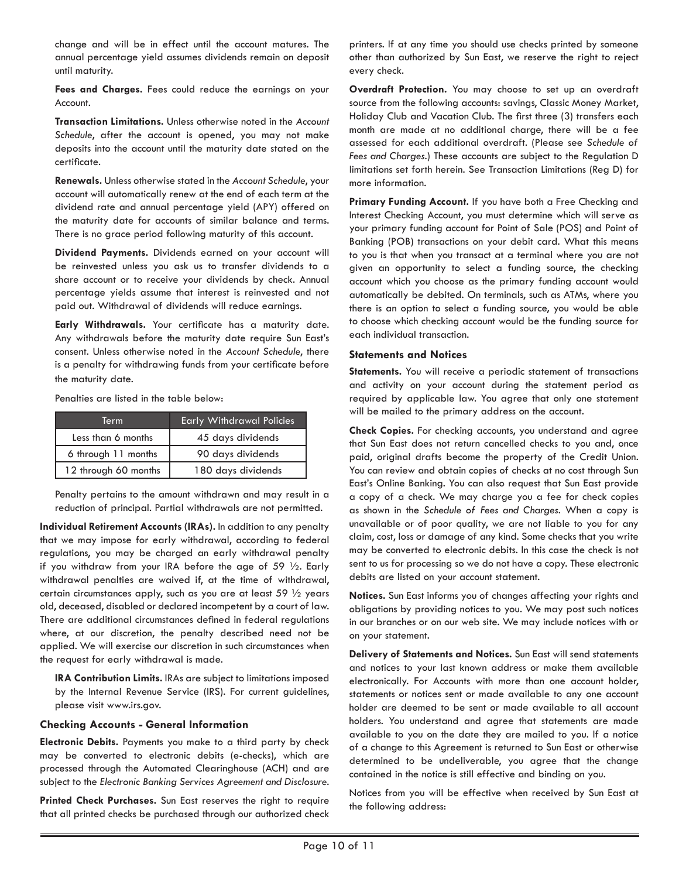change and will be in effect until the account matures. The annual percentage yield assumes dividends remain on deposit until maturity.

**Fees and Charges.** Fees could reduce the earnings on your Account.

**Transaction Limitations.** Unless otherwise noted in the *Account Schedule*, after the account is opened, you may not make deposits into the account until the maturity date stated on the certificate.

**Renewals.** Unless otherwise stated in the *Account Schedule*, your account will automatically renew at the end of each term at the dividend rate and annual percentage yield (APY) offered on the maturity date for accounts of similar balance and terms. There is no grace period following maturity of this account.

**Dividend Payments.** Dividends earned on your account will be reinvested unless you ask us to transfer dividends to a share account or to receive your dividends by check. Annual percentage yields assume that interest is reinvested and not paid out. Withdrawal of dividends will reduce earnings.

**Early Withdrawals.** Your certificate has a maturity date. Any withdrawals before the maturity date require Sun East's consent. Unless otherwise noted in the *Account Schedule*, there is a penalty for withdrawing funds from your certificate before the maturity date.

Penalties are listed in the table below:

| Term | Early Withdrawal Policies |
|---|---|
| Less than 6 months | 45 days dividends |
| 6 through 11 months | 90 days dividends |
| 12 through 60 months | 180 days dividends |

Penalty pertains to the amount withdrawn and may result in a reduction of principal. Partial withdrawals are not permitted.

**Individual Retirement Accounts (IRAs).** In addition to any penalty that we may impose for early withdrawal, according to federal regulations, you may be charged an early withdrawal penalty if you withdraw from your IRA before the age of 59 ½. Early withdrawal penalties are waived if, at the time of withdrawal, certain circumstances apply, such as you are at least 59 ½ years old, deceased, disabled or declared incompetent by a court of law. There are additional circumstances defined in federal regulations where, at our discretion, the penalty described need not be applied. We will exercise our discretion in such circumstances when the request for early withdrawal is made.

**IRA Contribution Limits.** IRAs are subject to limitations imposed by the Internal Revenue Service (IRS). For current guidelines, please visit www.irs.gov.

### Checking Accounts - General Information

**Electronic Debits.** Payments you make to a third party by check may be converted to electronic debits (e-checks), which are processed through the Automated Clearinghouse (ACH) and are subject to the *Electronic Banking Services Agreement and Disclosure*.

**Printed Check Purchases.** Sun East reserves the right to require that all printed checks be purchased through our authorized check printers. If at any time you should use checks printed by someone other than authorized by Sun East, we reserve the right to reject every check.

**Overdraft Protection.** You may choose to set up an overdraft source from the following accounts: savings, Classic Money Market, Holiday Club and Vacation Club. The first three (3) transfers each month are made at no additional charge, there will be a fee assessed for each additional overdraft. (Please see *Schedule of Fees and Charges*.) These accounts are subject to the Regulation D limitations set forth herein. See Transaction Limitations (Reg D) for more information.

**Primary Funding Account.** If you have both a Free Checking and Interest Checking Account, you must determine which will serve as your primary funding account for Point of Sale (POS) and Point of Banking (POB) transactions on your debit card. What this means to you is that when you transact at a terminal where you are not given an opportunity to select a funding source, the checking account which you choose as the primary funding account would automatically be debited. On terminals, such as ATMs, where you there is an option to select a funding source, you would be able to choose which checking account would be the funding source for each individual transaction.

### Statements and Notices

**Statements.** You will receive a periodic statement of transactions and activity on your account during the statement period as required by applicable law. You agree that only one statement will be mailed to the primary address on the account.

**Check Copies.** For checking accounts, you understand and agree that Sun East does not return cancelled checks to you and, once paid, original drafts become the property of the Credit Union. You can review and obtain copies of checks at no cost through Sun East's Online Banking. You can also request that Sun East provide a copy of a check. We may charge you a fee for check copies as shown in the *Schedule of Fees and Charges*. When a copy is unavailable or of poor quality, we are not liable to you for any claim, cost, loss or damage of any kind. Some checks that you write may be converted to electronic debits. In this case the check is not sent to us for processing so we do not have a copy. These electronic debits are listed on your account statement.

**Notices.** Sun East informs you of changes affecting your rights and obligations by providing notices to you. We may post such notices in our branches or on our web site. We may include notices with or on your statement.

**Delivery of Statements and Notices.** Sun East will send statements and notices to your last known address or make them available electronically. For Accounts with more than one account holder, statements or notices sent or made available to any one account holder are deemed to be sent or made available to all account holders. You understand and agree that statements are made available to you on the date they are mailed to you. If a notice of a change to this Agreement is returned to Sun East or otherwise determined to be undeliverable, you agree that the change contained in the notice is still effective and binding on you.

Notices from you will be effective when received by Sun East at the following address: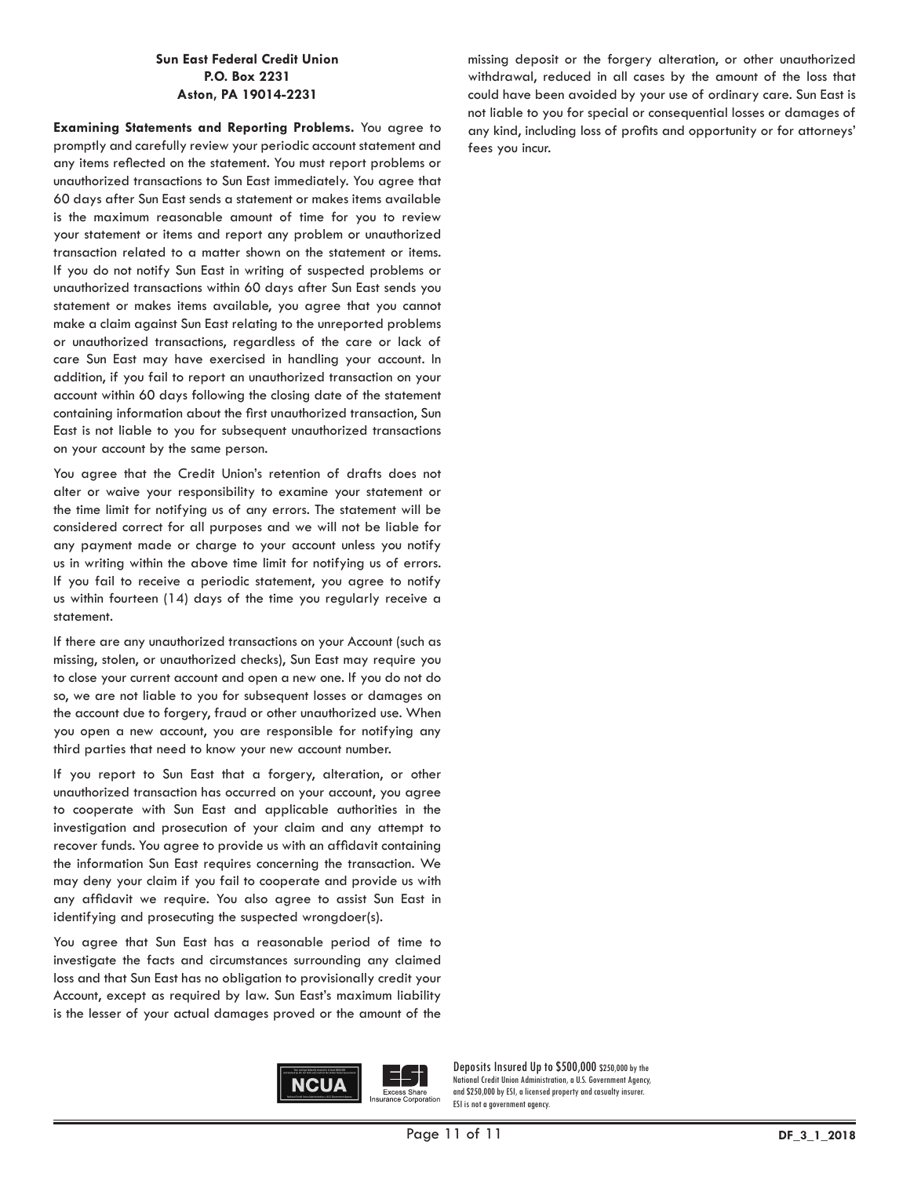**Sun East Federal Credit Union**
**P.O. Box 2231**
**Aston, PA 19014-2231**

**Examining Statements and Reporting Problems.** You agree to promptly and carefully review your periodic account statement and any items reflected on the statement. You must report problems or unauthorized transactions to Sun East immediately. You agree that 60 days after Sun East sends a statement or makes items available is the maximum reasonable amount of time for you to review your statement or items and report any problem or unauthorized transaction related to a matter shown on the statement or items. If you do not notify Sun East in writing of suspected problems or unauthorized transactions within 60 days after Sun East sends you statement or makes items available, you agree that you cannot make a claim against Sun East relating to the unreported problems or unauthorized transactions, regardless of the care or lack of care Sun East may have exercised in handling your account. In addition, if you fail to report an unauthorized transaction on your account within 60 days following the closing date of the statement containing information about the first unauthorized transaction, Sun East is not liable to you for subsequent unauthorized transactions on your account by the same person.

You agree that the Credit Union's retention of drafts does not alter or waive your responsibility to examine your statement or the time limit for notifying us of any errors. The statement will be considered correct for all purposes and we will not be liable for any payment made or charge to your account unless you notify us in writing within the above time limit for notifying us of errors. If you fail to receive a periodic statement, you agree to notify us within fourteen (14) days of the time you regularly receive a statement.

If there are any unauthorized transactions on your Account (such as missing, stolen, or unauthorized checks), Sun East may require you to close your current account and open a new one. If you do not do so, we are not liable to you for subsequent losses or damages on the account due to forgery, fraud or other unauthorized use. When you open a new account, you are responsible for notifying any third parties that need to know your new account number.

If you report to Sun East that a forgery, alteration, or other unauthorized transaction has occurred on your account, you agree to cooperate with Sun East and applicable authorities in the investigation and prosecution of your claim and any attempt to recover funds. You agree to provide us with an affidavit containing the information Sun East requires concerning the transaction. We may deny your claim if you fail to cooperate and provide us with any affidavit we require. You also agree to assist Sun East in identifying and prosecuting the suspected wrongdoer(s).

You agree that Sun East has a reasonable period of time to investigate the facts and circumstances surrounding any claimed loss and that Sun East has no obligation to provisionally credit your Account, except as required by law. Sun East's maximum liability is the lesser of your actual damages proved or the amount of the missing deposit or the forgery alteration, or other unauthorized withdrawal, reduced in all cases by the amount of the loss that could have been avoided by your use of ordinary care. Sun East is not liable to you for special or consequential losses or damages of any kind, including loss of profits and opportunity or for attorneys' fees you incur.

Deposits Insured Up to $500,000 $250,000 by the National Credit Union Administration, a U.S. Government Agency, and $250,000 by ESI, a licensed property and casualty insurer. ESI is not a government agency.

DF_3_1_2018